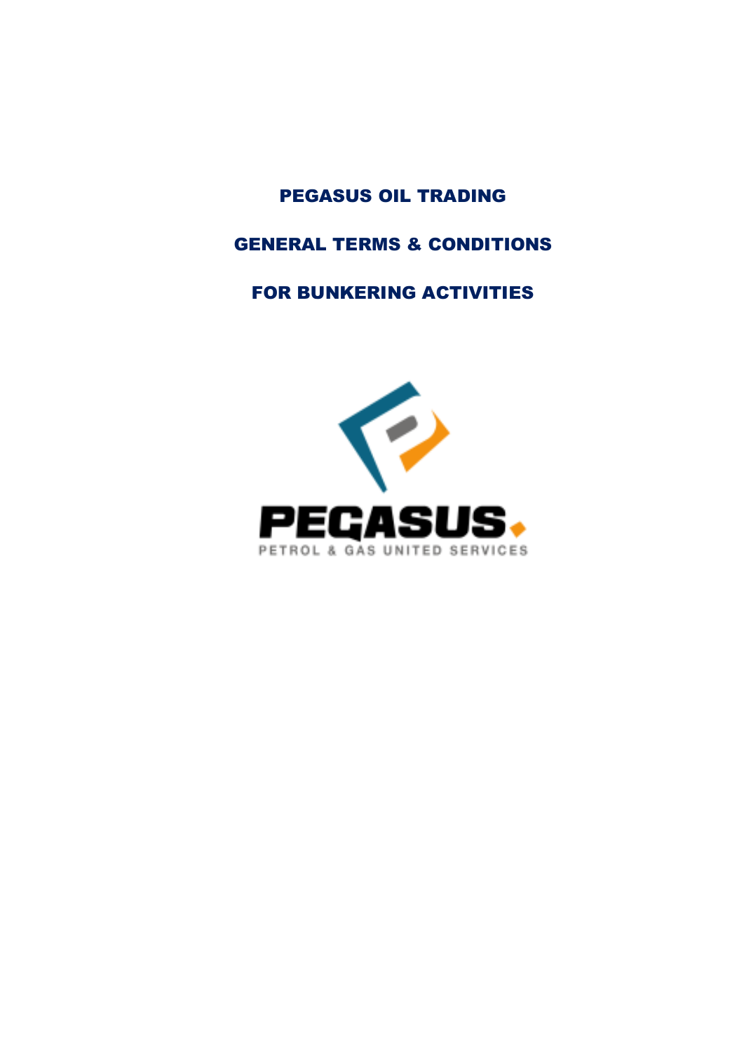# PEGASUS OIL TRADING

# GENERAL TERMS & CONDITIONS

# FOR BUNKERING ACTIVITIES

PEGASUS

PETROL & GAS UNITED SERVICES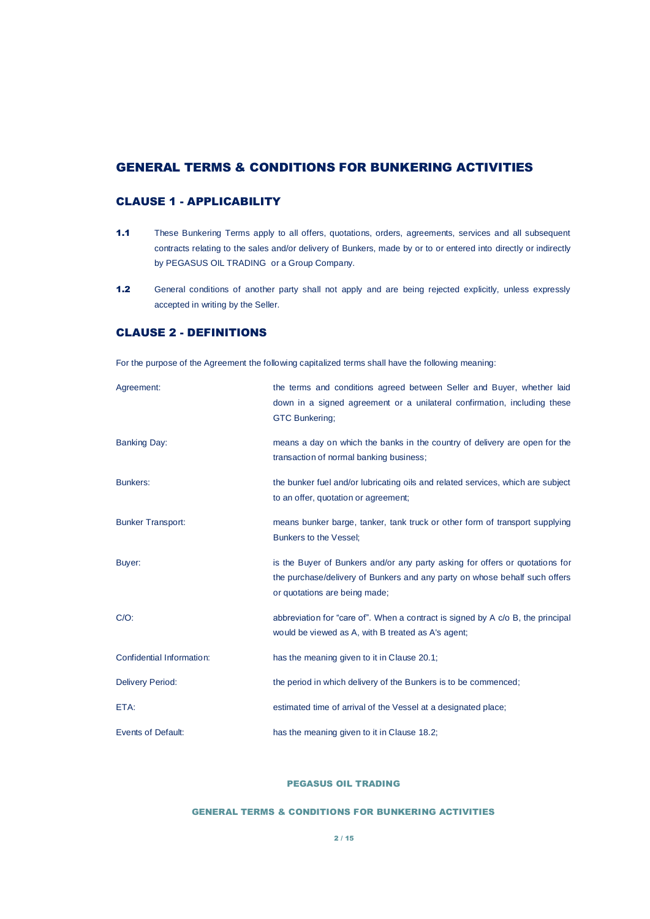# GENERAL TERMS & CONDITIONS FOR BUNKERING ACTIVITIES

## CLAUSE 1 - APPLICABILITY

**1.1** These Bunkering Terms apply to all offers, quotations, orders, agreements, services and all subsequent contracts relating to the sales and/or delivery of Bunkers, made by or to or entered into directly or indirectly by PEGASUS OIL TRADING or a Group Company.

**1.2** General conditions of another party shall not apply and are being rejected explicitly, unless expressly accepted in writing by the Seller.

## CLAUSE 2 - DEFINITIONS

For the purpose of the Agreement the following capitalized terms shall have the following meaning:

| | |
|---|---|
| Agreement: | the terms and conditions agreed between Seller and Buyer, whether laid down in a signed agreement or a unilateral confirmation, including these GTC Bunkering; |
| Banking Day: | means a day on which the banks in the country of delivery are open for the transaction of normal banking business; |
| Bunkers: | the bunker fuel and/or lubricating oils and related services, which are subject to an offer, quotation or agreement; |
| Bunker Transport: | means bunker barge, tanker, tank truck or other form of transport supplying Bunkers to the Vessel; |
| Buyer: | is the Buyer of Bunkers and/or any party asking for offers or quotations for the purchase/delivery of Bunkers and any party on whose behalf such offers or quotations are being made; |
| C/O: | abbreviation for "care of". When a contract is signed by A c/o B, the principal would be viewed as A, with B treated as A's agent; |
| Confidential Information: | has the meaning given to it in Clause 20.1; |
| Delivery Period: | the period in which delivery of the Bunkers is to be commenced; |
| ETA: | estimated time of arrival of the Vessel at a designated place; |
| Events of Default: | has the meaning given to it in Clause 18.2; |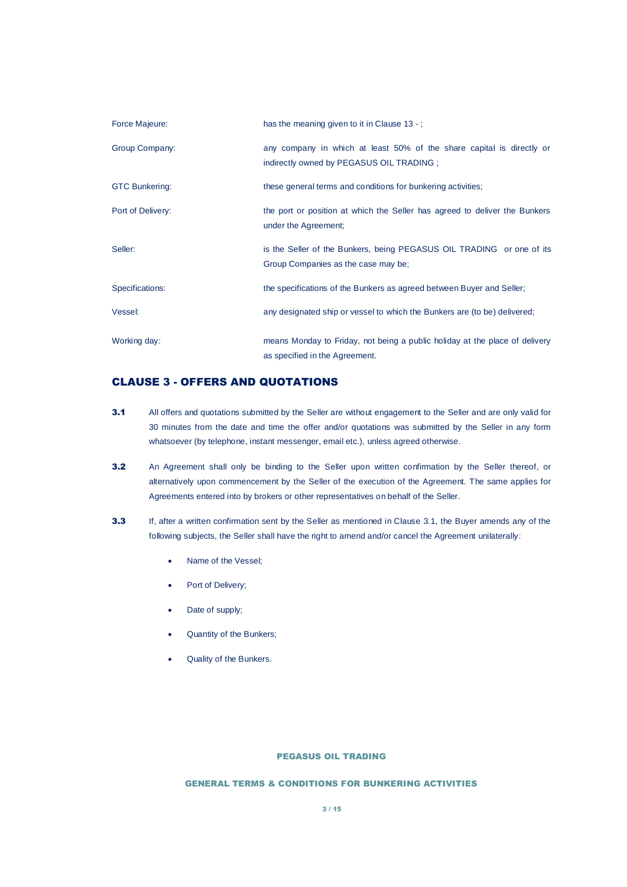| | |
|---|---|
| Force Majeure: | has the meaning given to it in Clause 13 - ; |
| Group Company: | any company in which at least 50% of the share capital is directly or indirectly owned by PEGASUS OIL TRADING ; |
| GTC Bunkering: | these general terms and conditions for bunkering activities; |
| Port of Delivery: | the port or position at which the Seller has agreed to deliver the Bunkers under the Agreement; |
| Seller: | is the Seller of the Bunkers, being PEGASUS OIL TRADING or one of its Group Companies as the case may be; |
| Specifications: | the specifications of the Bunkers as agreed between Buyer and Seller; |
| Vessel: | any designated ship or vessel to which the Bunkers are (to be) delivered; |
| Working day: | means Monday to Friday, not being a public holiday at the place of delivery as specified in the Agreement. |

## CLAUSE 3 - OFFERS AND QUOTATIONS

**3.1** All offers and quotations submitted by the Seller are without engagement to the Seller and are only valid for 30 minutes from the date and time the offer and/or quotations was submitted by the Seller in any form whatsoever (by telephone, instant messenger, email etc.), unless agreed otherwise.

**3.2** An Agreement shall only be binding to the Seller upon written confirmation by the Seller thereof, or alternatively upon commencement by the Seller of the execution of the Agreement. The same applies for Agreements entered into by brokers or other representatives on behalf of the Seller.

**3.3** If, after a written confirmation sent by the Seller as mentioned in Clause 3.1, the Buyer amends any of the following subjects, the Seller shall have the right to amend and/or cancel the Agreement unilaterally:

- Name of the Vessel;
- Port of Delivery;
- Date of supply;
- Quantity of the Bunkers;
- Quality of the Bunkers.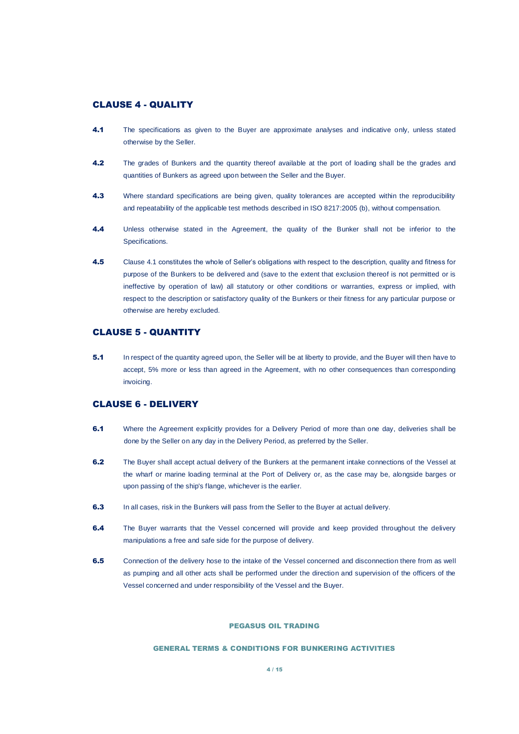## CLAUSE 4 - QUALITY

**4.1** The specifications as given to the Buyer are approximate analyses and indicative only, unless stated otherwise by the Seller.

**4.2** The grades of Bunkers and the quantity thereof available at the port of loading shall be the grades and quantities of Bunkers as agreed upon between the Seller and the Buyer.

**4.3** Where standard specifications are being given, quality tolerances are accepted within the reproducibility and repeatability of the applicable test methods described in ISO 8217:2005 (b), without compensation.

**4.4** Unless otherwise stated in the Agreement, the quality of the Bunker shall not be inferior to the Specifications.

**4.5** Clause 4.1 constitutes the whole of Seller's obligations with respect to the description, quality and fitness for purpose of the Bunkers to be delivered and (save to the extent that exclusion thereof is not permitted or is ineffective by operation of law) all statutory or other conditions or warranties, express or implied, with respect to the description or satisfactory quality of the Bunkers or their fitness for any particular purpose or otherwise are hereby excluded.

## CLAUSE 5 - QUANTITY

**5.1** In respect of the quantity agreed upon, the Seller will be at liberty to provide, and the Buyer will then have to accept, 5% more or less than agreed in the Agreement, with no other consequences than corresponding invoicing.

## CLAUSE 6 - DELIVERY

**6.1** Where the Agreement explicitly provides for a Delivery Period of more than one day, deliveries shall be done by the Seller on any day in the Delivery Period, as preferred by the Seller.

**6.2** The Buyer shall accept actual delivery of the Bunkers at the permanent intake connections of the Vessel at the wharf or marine loading terminal at the Port of Delivery or, as the case may be, alongside barges or upon passing of the ship's flange, whichever is the earlier.

**6.3** In all cases, risk in the Bunkers will pass from the Seller to the Buyer at actual delivery.

**6.4** The Buyer warrants that the Vessel concerned will provide and keep provided throughout the delivery manipulations a free and safe side for the purpose of delivery.

**6.5** Connection of the delivery hose to the intake of the Vessel concerned and disconnection there from as well as pumping and all other acts shall be performed under the direction and supervision of the officers of the Vessel concerned and under responsibility of the Vessel and the Buyer.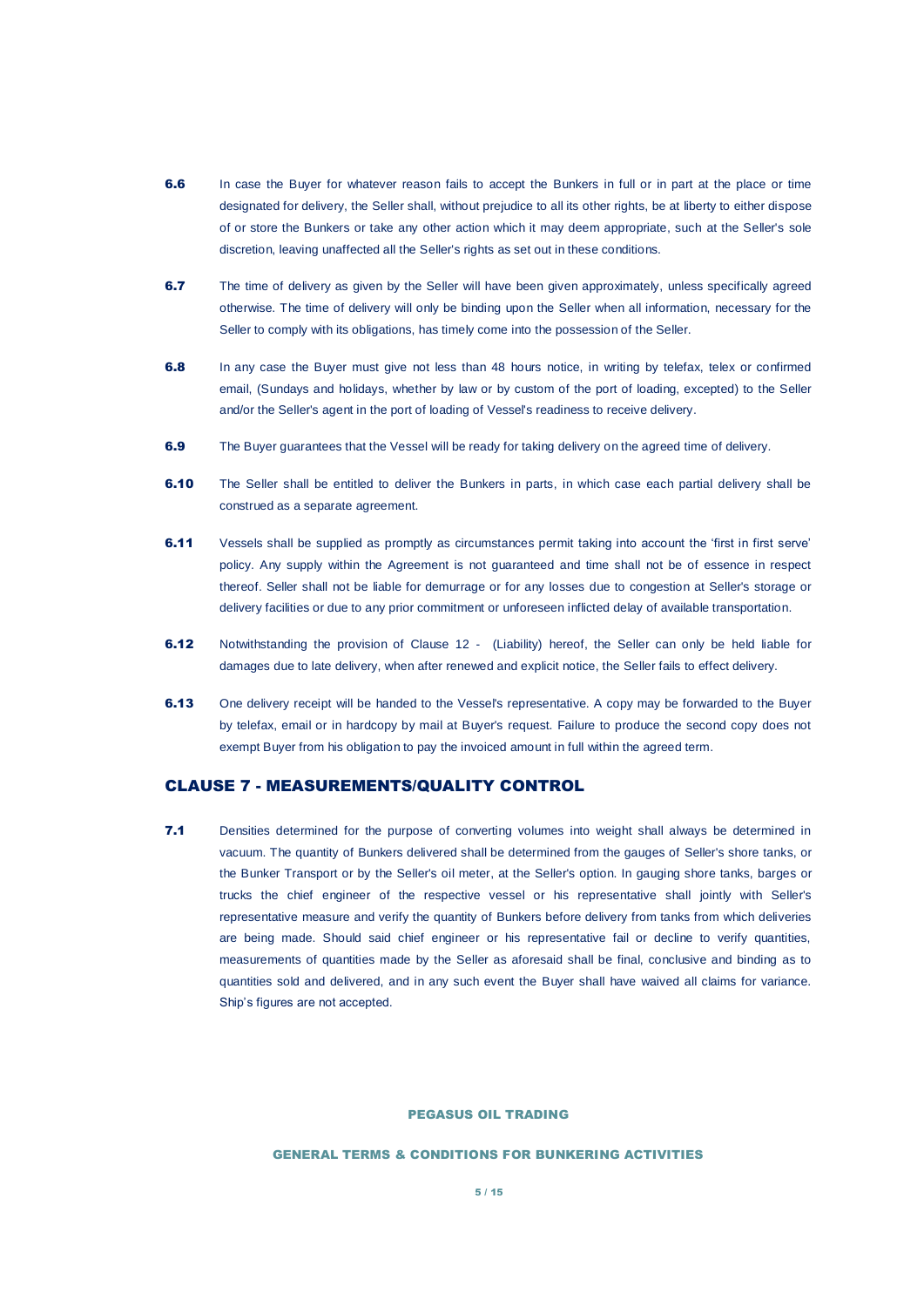**6.6** In case the Buyer for whatever reason fails to accept the Bunkers in full or in part at the place or time designated for delivery, the Seller shall, without prejudice to all its other rights, be at liberty to either dispose of or store the Bunkers or take any other action which it may deem appropriate, such at the Seller's sole discretion, leaving unaffected all the Seller's rights as set out in these conditions.

**6.7** The time of delivery as given by the Seller will have been given approximately, unless specifically agreed otherwise. The time of delivery will only be binding upon the Seller when all information, necessary for the Seller to comply with its obligations, has timely come into the possession of the Seller.

**6.8** In any case the Buyer must give not less than 48 hours notice, in writing by telefax, telex or confirmed email, (Sundays and holidays, whether by law or by custom of the port of loading, excepted) to the Seller and/or the Seller's agent in the port of loading of Vessel's readiness to receive delivery.

**6.9** The Buyer guarantees that the Vessel will be ready for taking delivery on the agreed time of delivery.

**6.10** The Seller shall be entitled to deliver the Bunkers in parts, in which case each partial delivery shall be construed as a separate agreement.

**6.11** Vessels shall be supplied as promptly as circumstances permit taking into account the 'first in first serve' policy. Any supply within the Agreement is not guaranteed and time shall not be of essence in respect thereof. Seller shall not be liable for demurrage or for any losses due to congestion at Seller's storage or delivery facilities or due to any prior commitment or unforeseen inflicted delay of available transportation.

**6.12** Notwithstanding the provision of Clause 12 - (Liability) hereof, the Seller can only be held liable for damages due to late delivery, when after renewed and explicit notice, the Seller fails to effect delivery.

**6.13** One delivery receipt will be handed to the Vessel's representative. A copy may be forwarded to the Buyer by telefax, email or in hardcopy by mail at Buyer's request. Failure to produce the second copy does not exempt Buyer from his obligation to pay the invoiced amount in full within the agreed term.

## CLAUSE 7 - MEASUREMENTS/QUALITY CONTROL

**7.1** Densities determined for the purpose of converting volumes into weight shall always be determined in vacuum. The quantity of Bunkers delivered shall be determined from the gauges of Seller's shore tanks, or the Bunker Transport or by the Seller's oil meter, at the Seller's option. In gauging shore tanks, barges or trucks the chief engineer of the respective vessel or his representative shall jointly with Seller's representative measure and verify the quantity of Bunkers before delivery from tanks from which deliveries are being made. Should said chief engineer or his representative fail or decline to verify quantities, measurements of quantities made by the Seller as aforesaid shall be final, conclusive and binding as to quantities sold and delivered, and in any such event the Buyer shall have waived all claims for variance. Ship's figures are not accepted.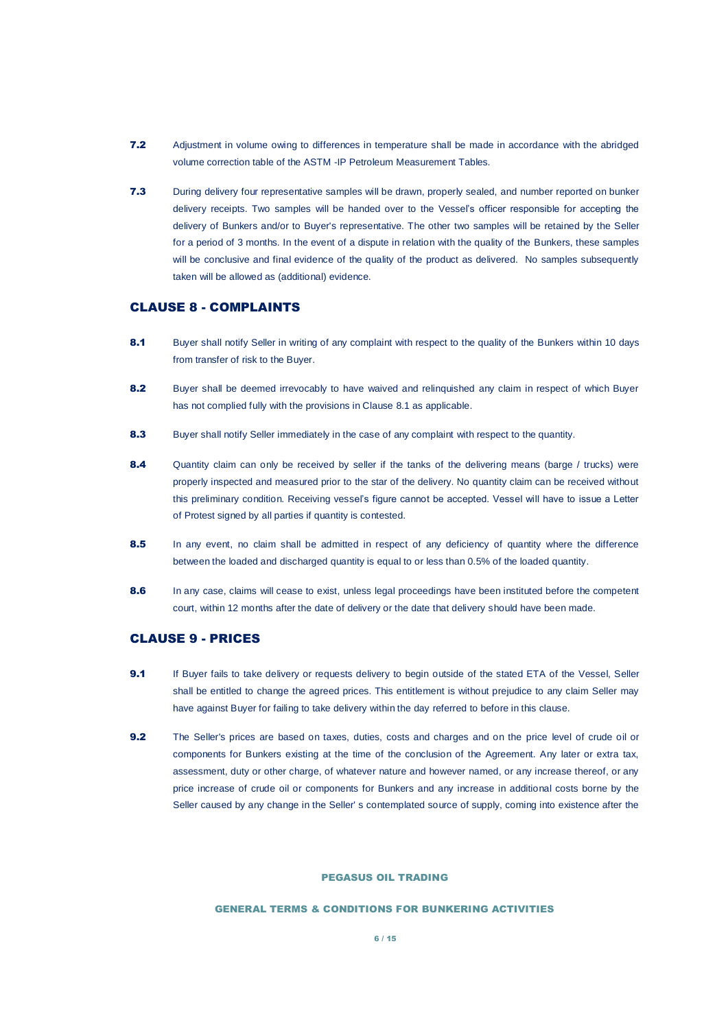**7.2** Adjustment in volume owing to differences in temperature shall be made in accordance with the abridged volume correction table of the ASTM -IP Petroleum Measurement Tables.

**7.3** During delivery four representative samples will be drawn, properly sealed, and number reported on bunker delivery receipts. Two samples will be handed over to the Vessel's officer responsible for accepting the delivery of Bunkers and/or to Buyer's representative. The other two samples will be retained by the Seller for a period of 3 months. In the event of a dispute in relation with the quality of the Bunkers, these samples will be conclusive and final evidence of the quality of the product as delivered. No samples subsequently taken will be allowed as (additional) evidence.

## CLAUSE 8 - COMPLAINTS

**8.1** Buyer shall notify Seller in writing of any complaint with respect to the quality of the Bunkers within 10 days from transfer of risk to the Buyer.

**8.2** Buyer shall be deemed irrevocably to have waived and relinquished any claim in respect of which Buyer has not complied fully with the provisions in Clause 8.1 as applicable.

**8.3** Buyer shall notify Seller immediately in the case of any complaint with respect to the quantity.

**8.4** Quantity claim can only be received by seller if the tanks of the delivering means (barge / trucks) were properly inspected and measured prior to the star of the delivery. No quantity claim can be received without this preliminary condition. Receiving vessel's figure cannot be accepted. Vessel will have to issue a Letter of Protest signed by all parties if quantity is contested.

**8.5** In any event, no claim shall be admitted in respect of any deficiency of quantity where the difference between the loaded and discharged quantity is equal to or less than 0.5% of the loaded quantity.

**8.6** In any case, claims will cease to exist, unless legal proceedings have been instituted before the competent court, within 12 months after the date of delivery or the date that delivery should have been made.

## CLAUSE 9 - PRICES

**9.1** If Buyer fails to take delivery or requests delivery to begin outside of the stated ETA of the Vessel, Seller shall be entitled to change the agreed prices. This entitlement is without prejudice to any claim Seller may have against Buyer for failing to take delivery within the day referred to before in this clause.

**9.2** The Seller's prices are based on taxes, duties, costs and charges and on the price level of crude oil or components for Bunkers existing at the time of the conclusion of the Agreement. Any later or extra tax, assessment, duty or other charge, of whatever nature and however named, or any increase thereof, or any price increase of crude oil or components for Bunkers and any increase in additional costs borne by the Seller caused by any change in the Seller' s contemplated source of supply, coming into existence after the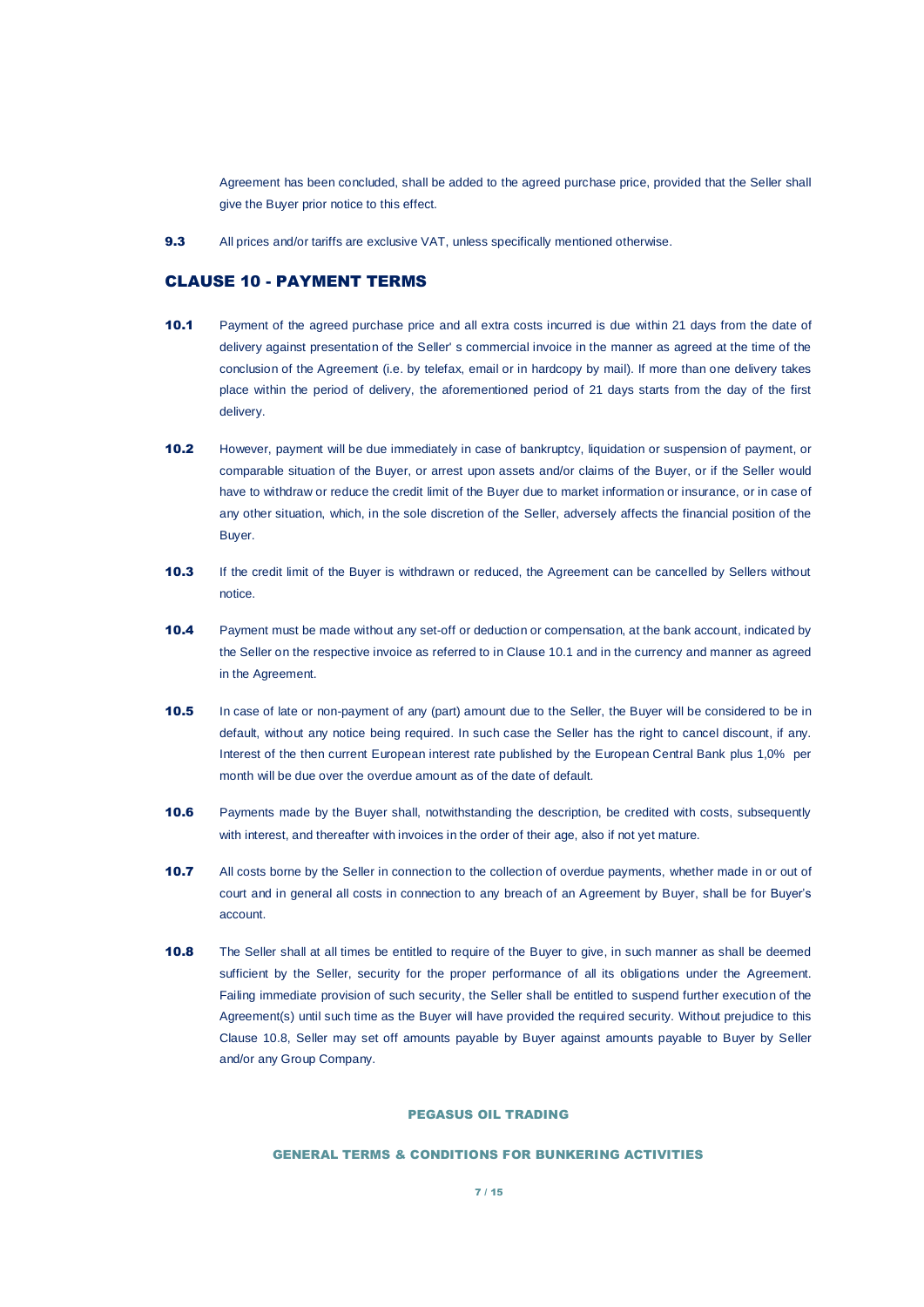Agreement has been concluded, shall be added to the agreed purchase price, provided that the Seller shall give the Buyer prior notice to this effect.

**9.3** All prices and/or tariffs are exclusive VAT, unless specifically mentioned otherwise.

## CLAUSE 10 - PAYMENT TERMS

**10.1** Payment of the agreed purchase price and all extra costs incurred is due within 21 days from the date of delivery against presentation of the Seller' s commercial invoice in the manner as agreed at the time of the conclusion of the Agreement (i.e. by telefax, email or in hardcopy by mail). If more than one delivery takes place within the period of delivery, the aforementioned period of 21 days starts from the day of the first delivery.

**10.2** However, payment will be due immediately in case of bankruptcy, liquidation or suspension of payment, or comparable situation of the Buyer, or arrest upon assets and/or claims of the Buyer, or if the Seller would have to withdraw or reduce the credit limit of the Buyer due to market information or insurance, or in case of any other situation, which, in the sole discretion of the Seller, adversely affects the financial position of the Buyer.

**10.3** If the credit limit of the Buyer is withdrawn or reduced, the Agreement can be cancelled by Sellers without notice.

**10.4** Payment must be made without any set-off or deduction or compensation, at the bank account, indicated by the Seller on the respective invoice as referred to in Clause 10.1 and in the currency and manner as agreed in the Agreement.

**10.5** In case of late or non-payment of any (part) amount due to the Seller, the Buyer will be considered to be in default, without any notice being required. In such case the Seller has the right to cancel discount, if any. Interest of the then current European interest rate published by the European Central Bank plus 1,0% per month will be due over the overdue amount as of the date of default.

**10.6** Payments made by the Buyer shall, notwithstanding the description, be credited with costs, subsequently with interest, and thereafter with invoices in the order of their age, also if not yet mature.

**10.7** All costs borne by the Seller in connection to the collection of overdue payments, whether made in or out of court and in general all costs in connection to any breach of an Agreement by Buyer, shall be for Buyer's account.

**10.8** The Seller shall at all times be entitled to require of the Buyer to give, in such manner as shall be deemed sufficient by the Seller, security for the proper performance of all its obligations under the Agreement. Failing immediate provision of such security, the Seller shall be entitled to suspend further execution of the Agreement(s) until such time as the Buyer will have provided the required security. Without prejudice to this Clause 10.8, Seller may set off amounts payable by Buyer against amounts payable to Buyer by Seller and/or any Group Company.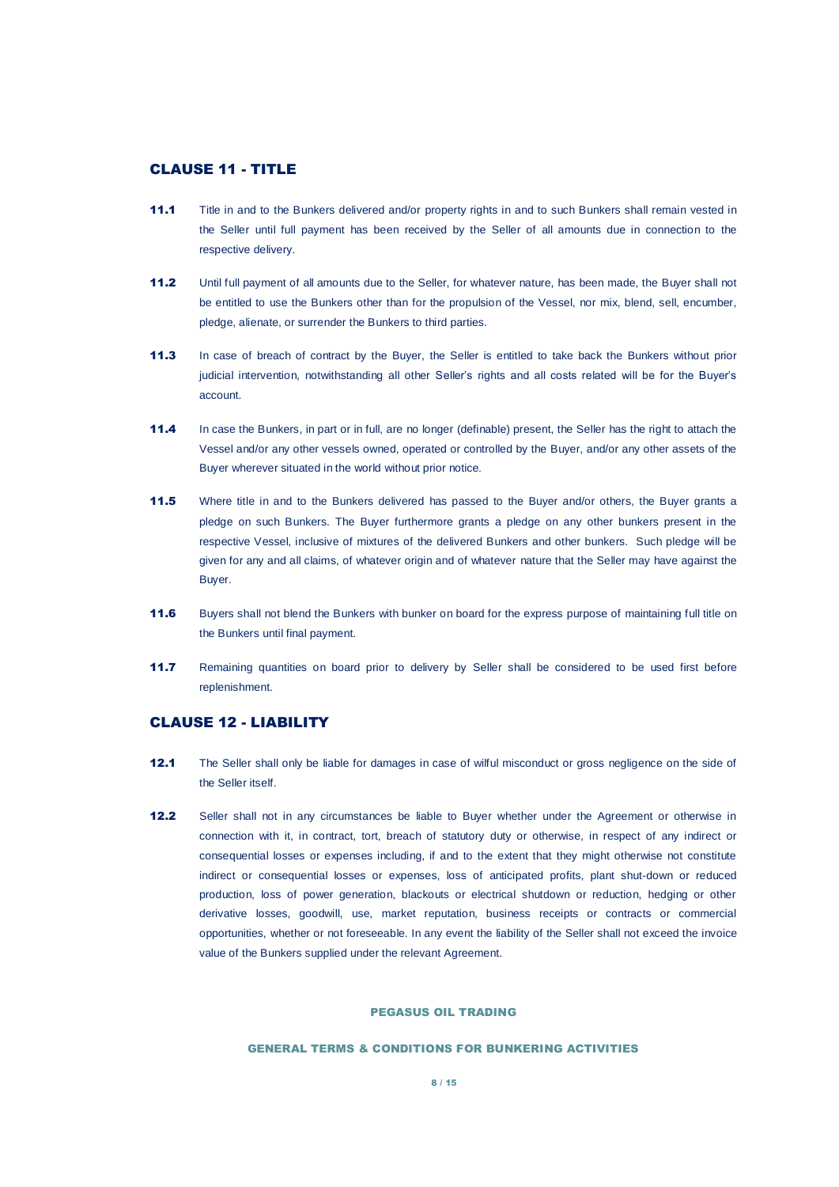## CLAUSE 11 - TITLE

**11.1** Title in and to the Bunkers delivered and/or property rights in and to such Bunkers shall remain vested in the Seller until full payment has been received by the Seller of all amounts due in connection to the respective delivery.

**11.2** Until full payment of all amounts due to the Seller, for whatever nature, has been made, the Buyer shall not be entitled to use the Bunkers other than for the propulsion of the Vessel, nor mix, blend, sell, encumber, pledge, alienate, or surrender the Bunkers to third parties.

**11.3** In case of breach of contract by the Buyer, the Seller is entitled to take back the Bunkers without prior judicial intervention, notwithstanding all other Seller's rights and all costs related will be for the Buyer's account.

**11.4** In case the Bunkers, in part or in full, are no longer (definable) present, the Seller has the right to attach the Vessel and/or any other vessels owned, operated or controlled by the Buyer, and/or any other assets of the Buyer wherever situated in the world without prior notice.

**11.5** Where title in and to the Bunkers delivered has passed to the Buyer and/or others, the Buyer grants a pledge on such Bunkers. The Buyer furthermore grants a pledge on any other bunkers present in the respective Vessel, inclusive of mixtures of the delivered Bunkers and other bunkers. Such pledge will be given for any and all claims, of whatever origin and of whatever nature that the Seller may have against the Buyer.

**11.6** Buyers shall not blend the Bunkers with bunker on board for the express purpose of maintaining full title on the Bunkers until final payment.

**11.7** Remaining quantities on board prior to delivery by Seller shall be considered to be used first before replenishment.

## CLAUSE 12 - LIABILITY

**12.1** The Seller shall only be liable for damages in case of wilful misconduct or gross negligence on the side of the Seller itself.

**12.2** Seller shall not in any circumstances be liable to Buyer whether under the Agreement or otherwise in connection with it, in contract, tort, breach of statutory duty or otherwise, in respect of any indirect or consequential losses or expenses including, if and to the extent that they might otherwise not constitute indirect or consequential losses or expenses, loss of anticipated profits, plant shut-down or reduced production, loss of power generation, blackouts or electrical shutdown or reduction, hedging or other derivative losses, goodwill, use, market reputation, business receipts or contracts or commercial opportunities, whether or not foreseeable. In any event the liability of the Seller shall not exceed the invoice value of the Bunkers supplied under the relevant Agreement.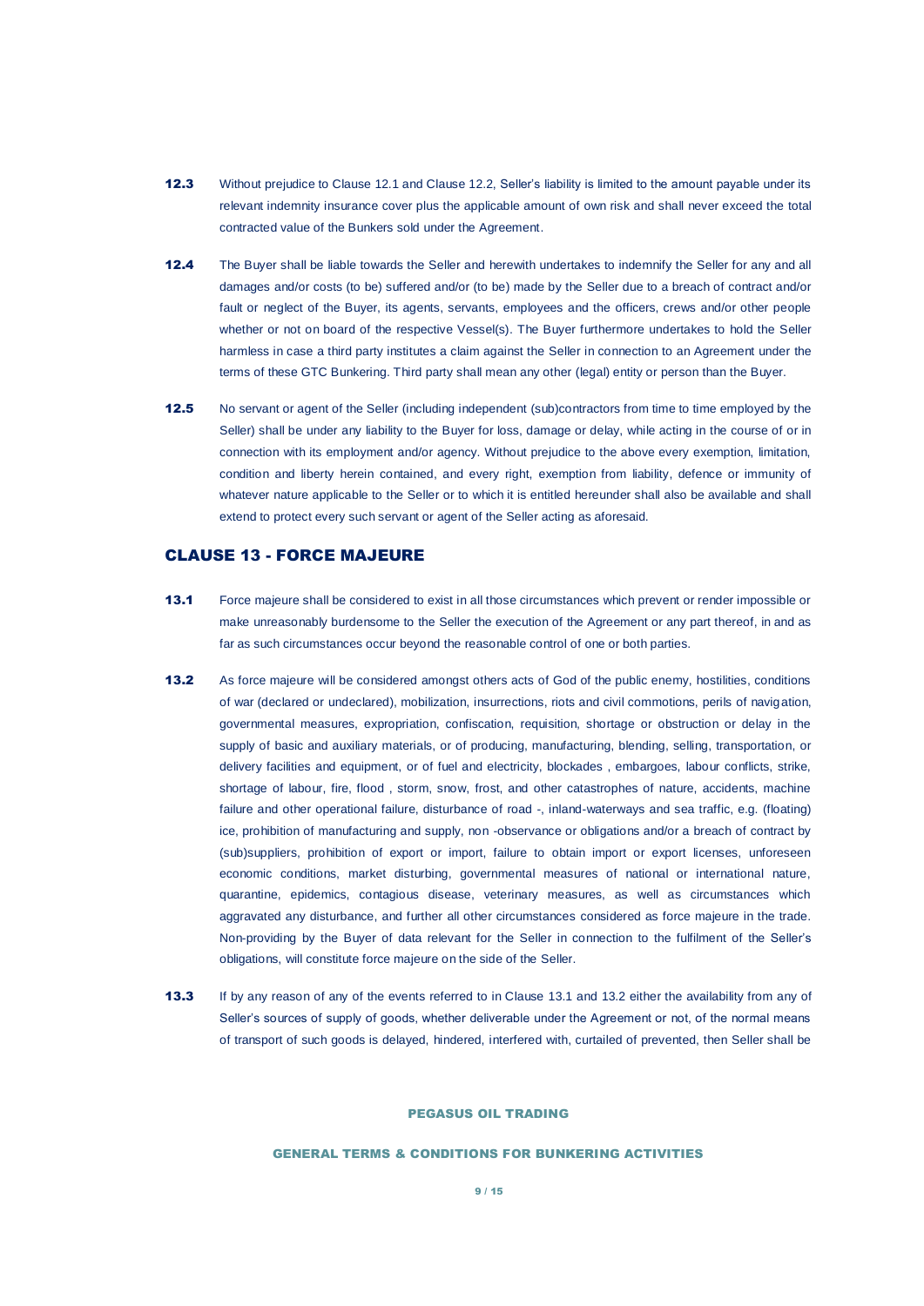**12.3** Without prejudice to Clause 12.1 and Clause 12.2, Seller's liability is limited to the amount payable under its relevant indemnity insurance cover plus the applicable amount of own risk and shall never exceed the total contracted value of the Bunkers sold under the Agreement.

**12.4** The Buyer shall be liable towards the Seller and herewith undertakes to indemnify the Seller for any and all damages and/or costs (to be) suffered and/or (to be) made by the Seller due to a breach of contract and/or fault or neglect of the Buyer, its agents, servants, employees and the officers, crews and/or other people whether or not on board of the respective Vessel(s). The Buyer furthermore undertakes to hold the Seller harmless in case a third party institutes a claim against the Seller in connection to an Agreement under the terms of these GTC Bunkering. Third party shall mean any other (legal) entity or person than the Buyer.

**12.5** No servant or agent of the Seller (including independent (sub)contractors from time to time employed by the Seller) shall be under any liability to the Buyer for loss, damage or delay, while acting in the course of or in connection with its employment and/or agency. Without prejudice to the above every exemption, limitation, condition and liberty herein contained, and every right, exemption from liability, defence or immunity of whatever nature applicable to the Seller or to which it is entitled hereunder shall also be available and shall extend to protect every such servant or agent of the Seller acting as aforesaid.

## CLAUSE 13 - FORCE MAJEURE

**13.1** Force majeure shall be considered to exist in all those circumstances which prevent or render impossible or make unreasonably burdensome to the Seller the execution of the Agreement or any part thereof, in and as far as such circumstances occur beyond the reasonable control of one or both parties.

**13.2** As force majeure will be considered amongst others acts of God of the public enemy, hostilities, conditions of war (declared or undeclared), mobilization, insurrections, riots and civil commotions, perils of navigation, governmental measures, expropriation, confiscation, requisition, shortage or obstruction or delay in the supply of basic and auxiliary materials, or of producing, manufacturing, blending, selling, transportation, or delivery facilities and equipment, or of fuel and electricity, blockades , embargoes, labour conflicts, strike, shortage of labour, fire, flood , storm, snow, frost, and other catastrophes of nature, accidents, machine failure and other operational failure, disturbance of road -, inland-waterways and sea traffic, e.g. (floating) ice, prohibition of manufacturing and supply, non -observance or obligations and/or a breach of contract by (sub)suppliers, prohibition of export or import, failure to obtain import or export licenses, unforeseen economic conditions, market disturbing, governmental measures of national or international nature, quarantine, epidemics, contagious disease, veterinary measures, as well as circumstances which aggravated any disturbance, and further all other circumstances considered as force majeure in the trade. Non-providing by the Buyer of data relevant for the Seller in connection to the fulfilment of the Seller's obligations, will constitute force majeure on the side of the Seller.

**13.3** If by any reason of any of the events referred to in Clause 13.1 and 13.2 either the availability from any of Seller's sources of supply of goods, whether deliverable under the Agreement or not, of the normal means of transport of such goods is delayed, hindered, interfered with, curtailed of prevented, then Seller shall be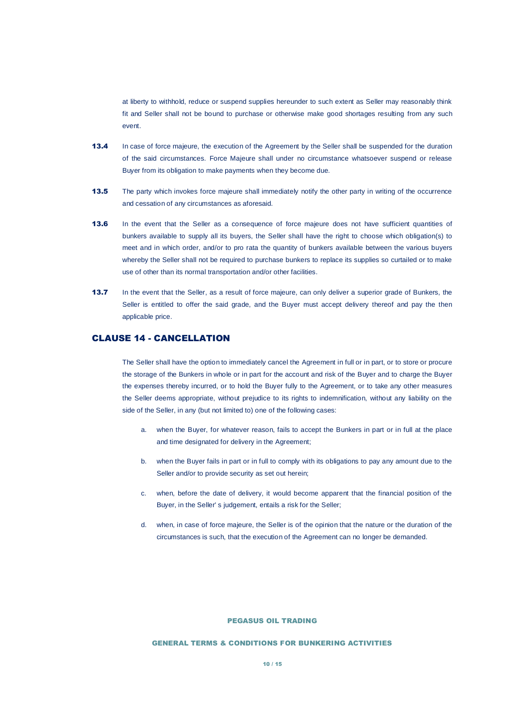at liberty to withhold, reduce or suspend supplies hereunder to such extent as Seller may reasonably think fit and Seller shall not be bound to purchase or otherwise make good shortages resulting from any such event.

**13.4** In case of force majeure, the execution of the Agreement by the Seller shall be suspended for the duration of the said circumstances. Force Majeure shall under no circumstance whatsoever suspend or release Buyer from its obligation to make payments when they become due.

**13.5** The party which invokes force majeure shall immediately notify the other party in writing of the occurrence and cessation of any circumstances as aforesaid.

**13.6** In the event that the Seller as a consequence of force majeure does not have sufficient quantities of bunkers available to supply all its buyers, the Seller shall have the right to choose which obligation(s) to meet and in which order, and/or to pro rata the quantity of bunkers available between the various buyers whereby the Seller shall not be required to purchase bunkers to replace its supplies so curtailed or to make use of other than its normal transportation and/or other facilities.

**13.7** In the event that the Seller, as a result of force majeure, can only deliver a superior grade of Bunkers, the Seller is entitled to offer the said grade, and the Buyer must accept delivery thereof and pay the then applicable price.

## CLAUSE 14 - CANCELLATION

The Seller shall have the option to immediately cancel the Agreement in full or in part, or to store or procure the storage of the Bunkers in whole or in part for the account and risk of the Buyer and to charge the Buyer the expenses thereby incurred, or to hold the Buyer fully to the Agreement, or to take any other measures the Seller deems appropriate, without prejudice to its rights to indemnification, without any liability on the side of the Seller, in any (but not limited to) one of the following cases:

a. when the Buyer, for whatever reason, fails to accept the Bunkers in part or in full at the place and time designated for delivery in the Agreement;

b. when the Buyer fails in part or in full to comply with its obligations to pay any amount due to the Seller and/or to provide security as set out herein;

c. when, before the date of delivery, it would become apparent that the financial position of the Buyer, in the Seller' s judgement, entails a risk for the Seller;

d. when, in case of force majeure, the Seller is of the opinion that the nature or the duration of the circumstances is such, that the execution of the Agreement can no longer be demanded.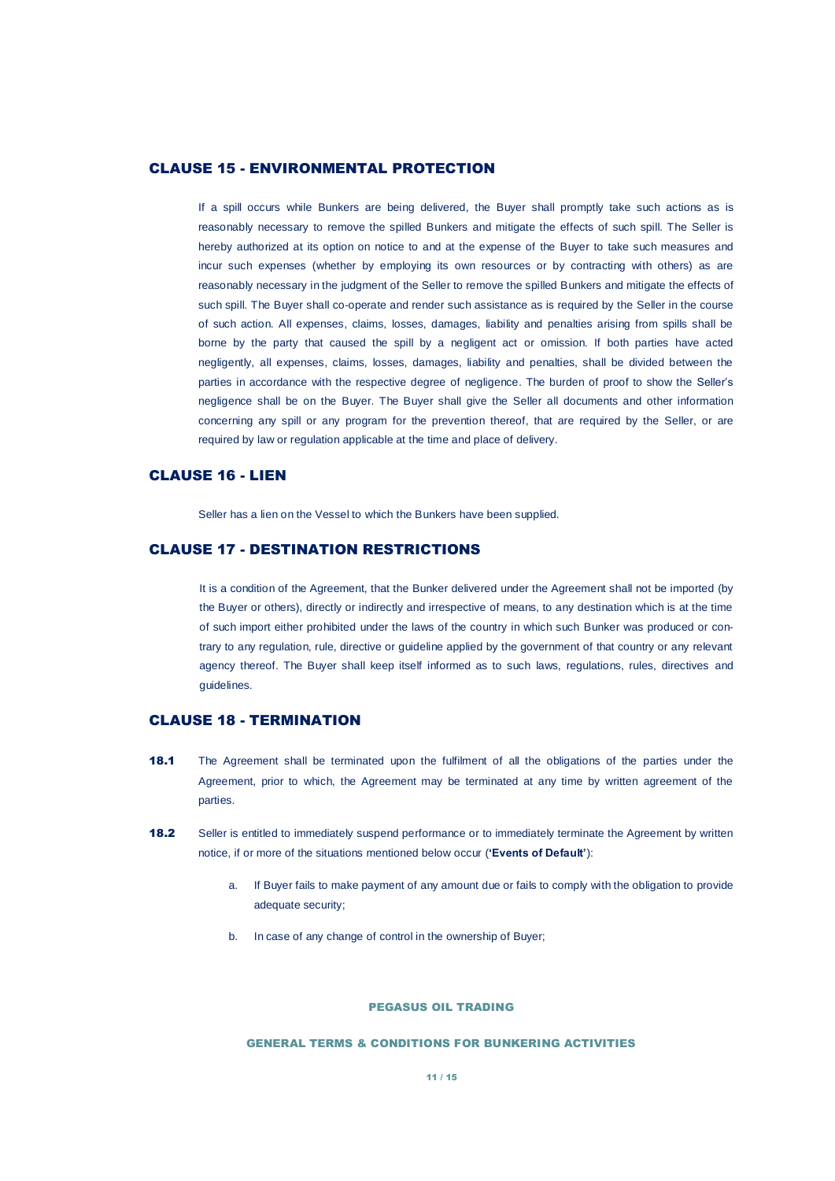## CLAUSE 15 - ENVIRONMENTAL PROTECTION

If a spill occurs while Bunkers are being delivered, the Buyer shall promptly take such actions as is reasonably necessary to remove the spilled Bunkers and mitigate the effects of such spill. The Seller is hereby authorized at its option on notice to and at the expense of the Buyer to take such measures and incur such expenses (whether by employing its own resources or by contracting with others) as are reasonably necessary in the judgment of the Seller to remove the spilled Bunkers and mitigate the effects of such spill. The Buyer shall co-operate and render such assistance as is required by the Seller in the course of such action. All expenses, claims, losses, damages, liability and penalties arising from spills shall be borne by the party that caused the spill by a negligent act or omission. If both parties have acted negligently, all expenses, claims, losses, damages, liability and penalties, shall be divided between the parties in accordance with the respective degree of negligence. The burden of proof to show the Seller's negligence shall be on the Buyer. The Buyer shall give the Seller all documents and other information concerning any spill or any program for the prevention thereof, that are required by the Seller, or are required by law or regulation applicable at the time and place of delivery.

## CLAUSE 16 - LIEN

Seller has a lien on the Vessel to which the Bunkers have been supplied.

## CLAUSE 17 - DESTINATION RESTRICTIONS

It is a condition of the Agreement, that the Bunker delivered under the Agreement shall not be imported (by the Buyer or others), directly or indirectly and irrespective of means, to any destination which is at the time of such import either prohibited under the laws of the country in which such Bunker was produced or contrary to any regulation, rule, directive or guideline applied by the government of that country or any relevant agency thereof. The Buyer shall keep itself informed as to such laws, regulations, rules, directives and guidelines.

## CLAUSE 18 - TERMINATION

**18.1** The Agreement shall be terminated upon the fulfilment of all the obligations of the parties under the Agreement, prior to which, the Agreement may be terminated at any time by written agreement of the parties.

**18.2** Seller is entitled to immediately suspend performance or to immediately terminate the Agreement by written notice, if or more of the situations mentioned below occur (**'Events of Default'**):

a. If Buyer fails to make payment of any amount due or fails to comply with the obligation to provide adequate security;

b. In case of any change of control in the ownership of Buyer;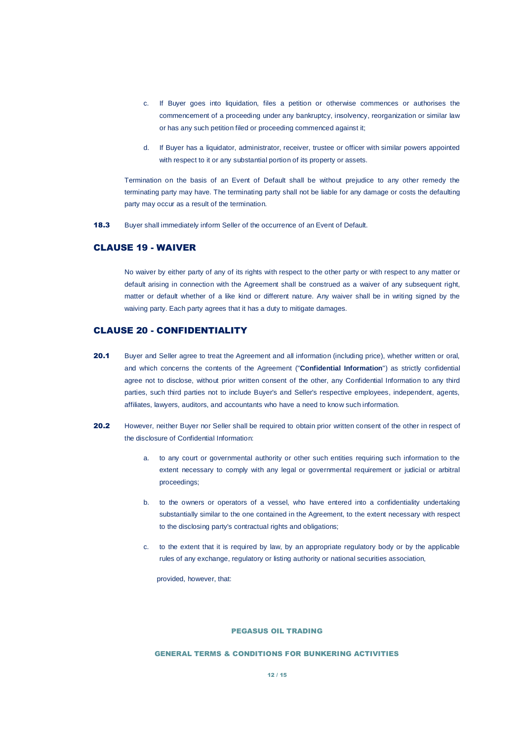c. If Buyer goes into liquidation, files a petition or otherwise commences or authorises the commencement of a proceeding under any bankruptcy, insolvency, reorganization or similar law or has any such petition filed or proceeding commenced against it;

d. If Buyer has a liquidator, administrator, receiver, trustee or officer with similar powers appointed with respect to it or any substantial portion of its property or assets.

Termination on the basis of an Event of Default shall be without prejudice to any other remedy the terminating party may have. The terminating party shall not be liable for any damage or costs the defaulting party may occur as a result of the termination.

**18.3** Buyer shall immediately inform Seller of the occurrence of an Event of Default.

## CLAUSE 19 - WAIVER

No waiver by either party of any of its rights with respect to the other party or with respect to any matter or default arising in connection with the Agreement shall be construed as a waiver of any subsequent right, matter or default whether of a like kind or different nature. Any waiver shall be in writing signed by the waiving party. Each party agrees that it has a duty to mitigate damages.

## CLAUSE 20 - CONFIDENTIALITY

**20.1** Buyer and Seller agree to treat the Agreement and all information (including price), whether written or oral, and which concerns the contents of the Agreement ("**Confidential Information**") as strictly confidential agree not to disclose, without prior written consent of the other, any Confidential Information to any third parties, such third parties not to include Buyer's and Seller's respective employees, independent, agents, affiliates, lawyers, auditors, and accountants who have a need to know such information.

**20.2** However, neither Buyer nor Seller shall be required to obtain prior written consent of the other in respect of the disclosure of Confidential Information:

a. to any court or governmental authority or other such entities requiring such information to the extent necessary to comply with any legal or governmental requirement or judicial or arbitral proceedings;

b. to the owners or operators of a vessel, who have entered into a confidentiality undertaking substantially similar to the one contained in the Agreement, to the extent necessary with respect to the disclosing party's contractual rights and obligations;

c. to the extent that it is required by law, by an appropriate regulatory body or by the applicable rules of any exchange, regulatory or listing authority or national securities association,

provided, however, that: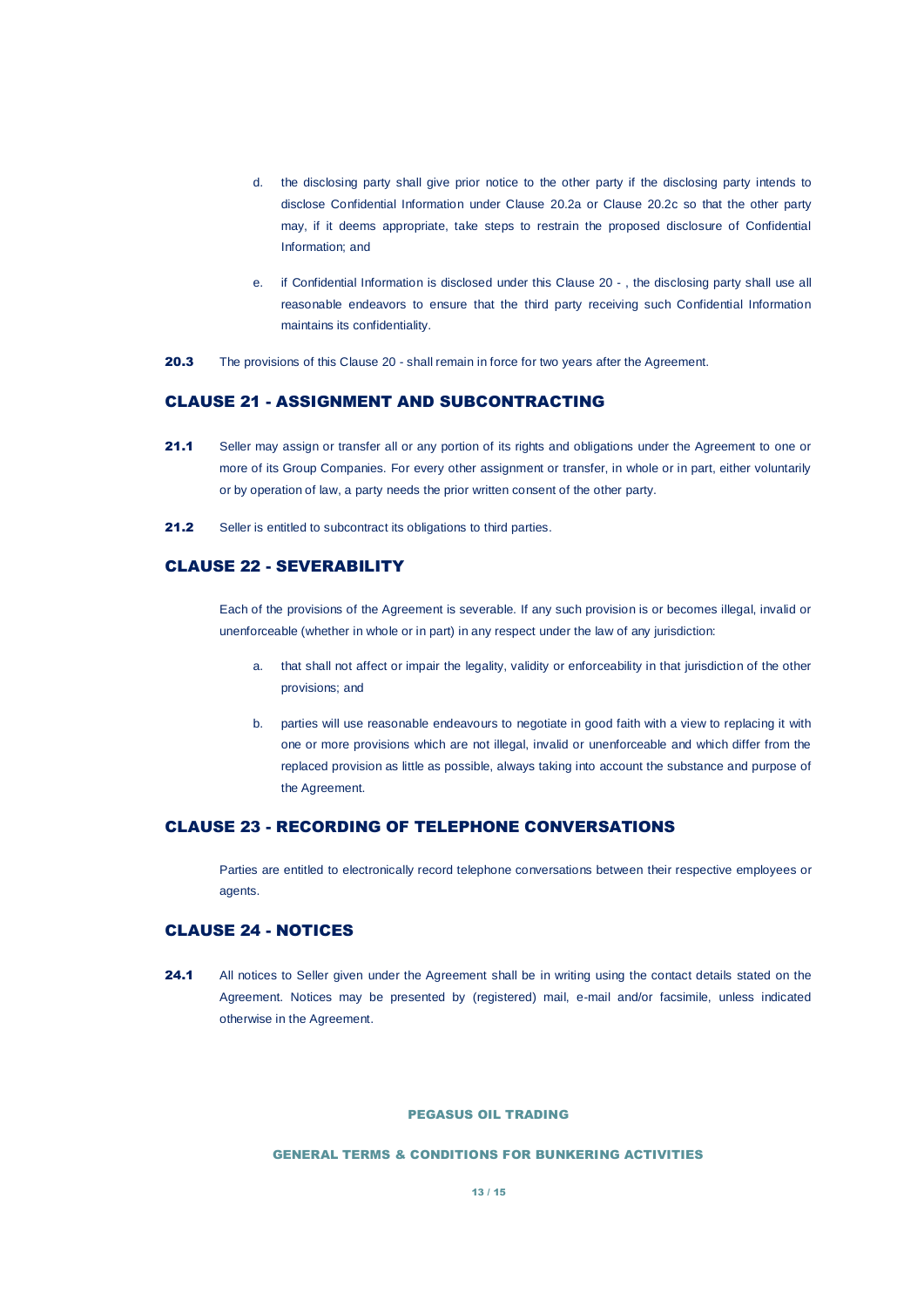d. the disclosing party shall give prior notice to the other party if the disclosing party intends to disclose Confidential Information under Clause 20.2a or Clause 20.2c so that the other party may, if it deems appropriate, take steps to restrain the proposed disclosure of Confidential Information; and

e. if Confidential Information is disclosed under this Clause 20 - , the disclosing party shall use all reasonable endeavors to ensure that the third party receiving such Confidential Information maintains its confidentiality.

**20.3** The provisions of this Clause 20 - shall remain in force for two years after the Agreement.

## CLAUSE 21 - ASSIGNMENT AND SUBCONTRACTING

**21.1** Seller may assign or transfer all or any portion of its rights and obligations under the Agreement to one or more of its Group Companies. For every other assignment or transfer, in whole or in part, either voluntarily or by operation of law, a party needs the prior written consent of the other party.

**21.2** Seller is entitled to subcontract its obligations to third parties.

## CLAUSE 22 - SEVERABILITY

Each of the provisions of the Agreement is severable. If any such provision is or becomes illegal, invalid or unenforceable (whether in whole or in part) in any respect under the law of any jurisdiction:

a. that shall not affect or impair the legality, validity or enforceability in that jurisdiction of the other provisions; and

b. parties will use reasonable endeavours to negotiate in good faith with a view to replacing it with one or more provisions which are not illegal, invalid or unenforceable and which differ from the replaced provision as little as possible, always taking into account the substance and purpose of the Agreement.

## CLAUSE 23 - RECORDING OF TELEPHONE CONVERSATIONS

Parties are entitled to electronically record telephone conversations between their respective employees or agents.

## CLAUSE 24 - NOTICES

**24.1** All notices to Seller given under the Agreement shall be in writing using the contact details stated on the Agreement. Notices may be presented by (registered) mail, e-mail and/or facsimile, unless indicated otherwise in the Agreement.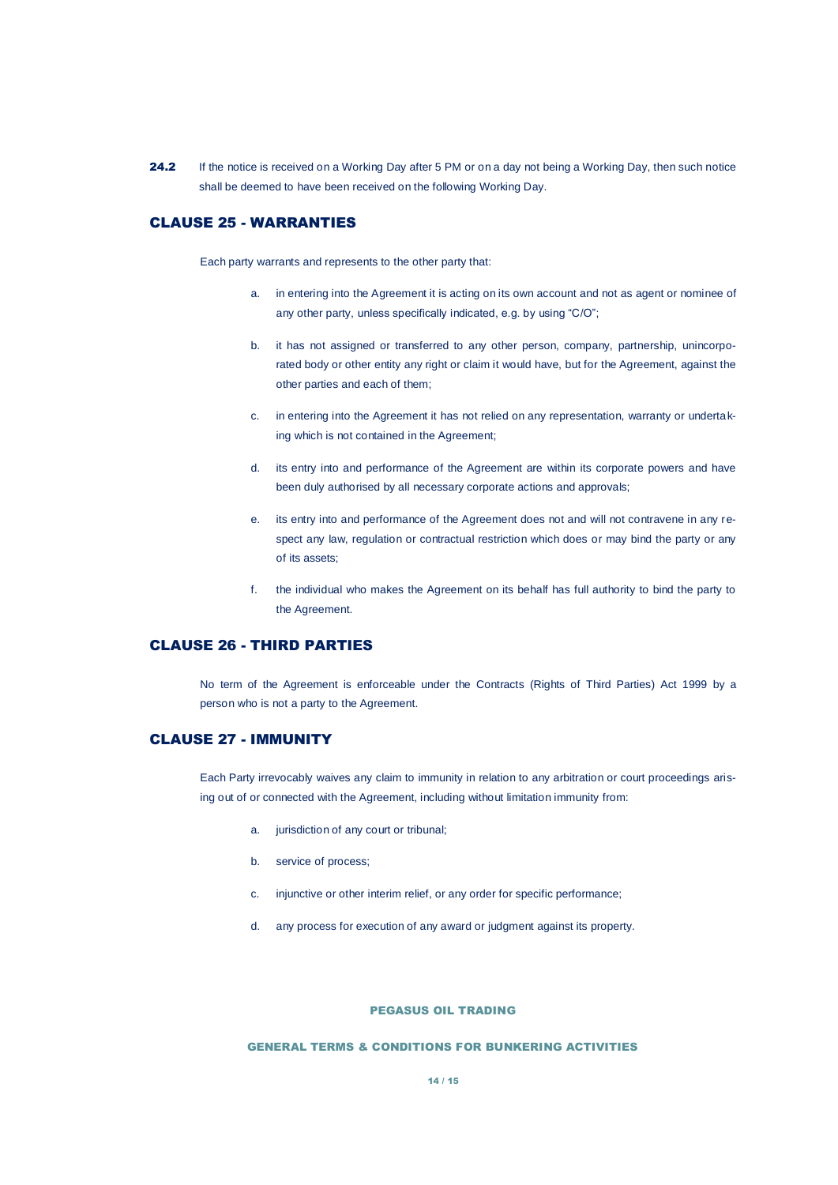**24.2** If the notice is received on a Working Day after 5 PM or on a day not being a Working Day, then such notice shall be deemed to have been received on the following Working Day.

## CLAUSE 25 - WARRANTIES

Each party warrants and represents to the other party that:

a. in entering into the Agreement it is acting on its own account and not as agent or nominee of any other party, unless specifically indicated, e.g. by using "C/O";

b. it has not assigned or transferred to any other person, company, partnership, unincorporated body or other entity any right or claim it would have, but for the Agreement, against the other parties and each of them;

c. in entering into the Agreement it has not relied on any representation, warranty or undertaking which is not contained in the Agreement;

d. its entry into and performance of the Agreement are within its corporate powers and have been duly authorised by all necessary corporate actions and approvals;

e. its entry into and performance of the Agreement does not and will not contravene in any respect any law, regulation or contractual restriction which does or may bind the party or any of its assets;

f. the individual who makes the Agreement on its behalf has full authority to bind the party to the Agreement.

## CLAUSE 26 - THIRD PARTIES

No term of the Agreement is enforceable under the Contracts (Rights of Third Parties) Act 1999 by a person who is not a party to the Agreement.

## CLAUSE 27 - IMMUNITY

Each Party irrevocably waives any claim to immunity in relation to any arbitration or court proceedings arising out of or connected with the Agreement, including without limitation immunity from:

a. jurisdiction of any court or tribunal;

b. service of process;

c. injunctive or other interim relief, or any order for specific performance;

d. any process for execution of any award or judgment against its property.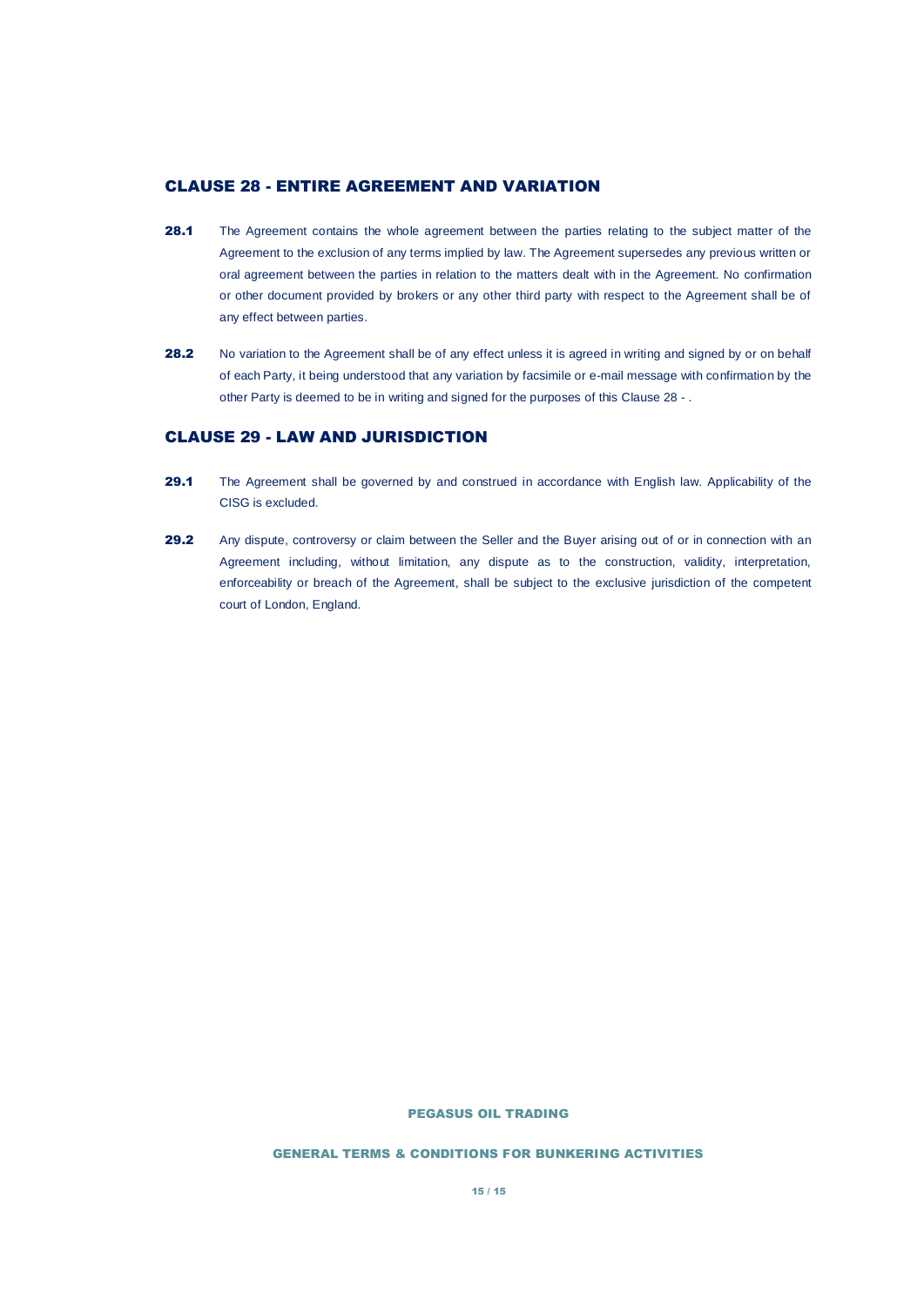## CLAUSE 28 - ENTIRE AGREEMENT AND VARIATION

**28.1** The Agreement contains the whole agreement between the parties relating to the subject matter of the Agreement to the exclusion of any terms implied by law. The Agreement supersedes any previous written or oral agreement between the parties in relation to the matters dealt with in the Agreement. No confirmation or other document provided by brokers or any other third party with respect to the Agreement shall be of any effect between parties.

**28.2** No variation to the Agreement shall be of any effect unless it is agreed in writing and signed by or on behalf of each Party, it being understood that any variation by facsimile or e-mail message with confirmation by the other Party is deemed to be in writing and signed for the purposes of this Clause 28 - .

## CLAUSE 29 - LAW AND JURISDICTION

**29.1** The Agreement shall be governed by and construed in accordance with English law. Applicability of the CISG is excluded.

**29.2** Any dispute, controversy or claim between the Seller and the Buyer arising out of or in connection with an Agreement including, without limitation, any dispute as to the construction, validity, interpretation, enforceability or breach of the Agreement, shall be subject to the exclusive jurisdiction of the competent court of London, England.